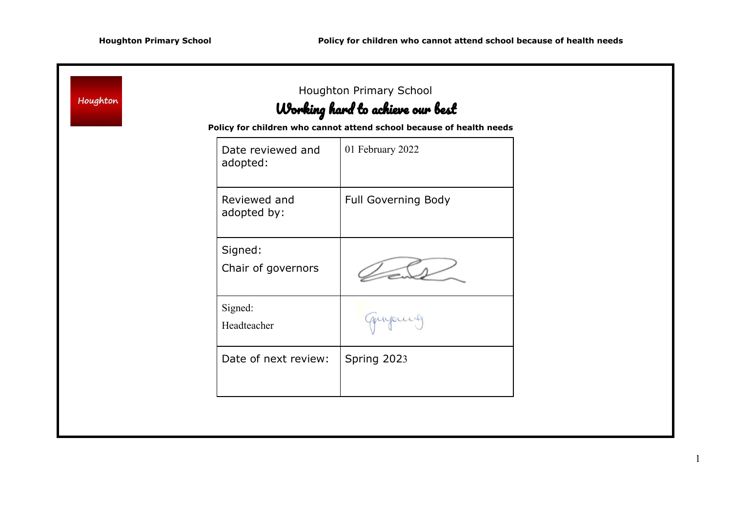Houghton

# Houghton Primary School

## Working hard to achieve our best

**Policy for children who cannot attend school because of health needs**

| | |
|---|---|
| Date reviewed and adopted: | 01 February 2022 |
| Reviewed and adopted by: | Full Governing Body |
| Signed: Chair of governors | |
| Signed: Headteacher | |
| Date of next review: | Spring 2023 |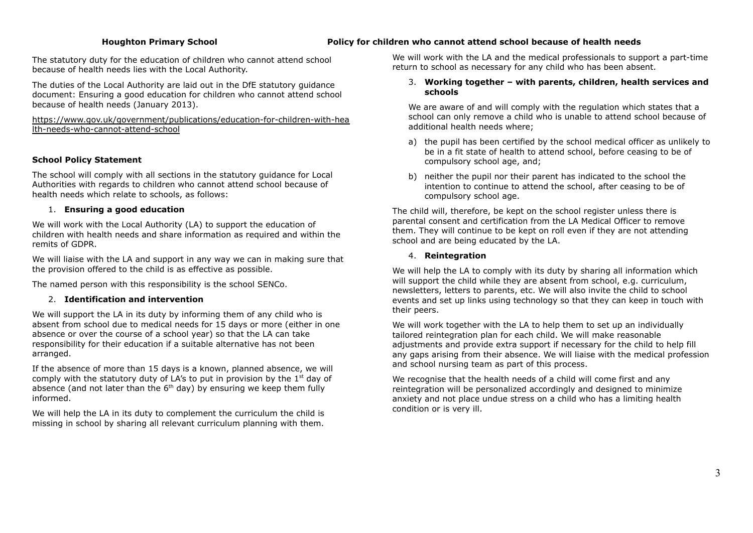The statutory duty for the education of children who cannot attend school because of health needs lies with the Local Authority.

The duties of the Local Authority are laid out in the DfE statutory guidance document: Ensuring a good education for children who cannot attend school because of health needs (January 2013).

https://www.gov.uk/government/publications/education-for-children-with-health-needs-who-cannot-attend-school

## School Policy Statement

The school will comply with all sections in the statutory guidance for Local Authorities with regards to children who cannot attend school because of health needs which relate to schools, as follows:

### 1. Ensuring a good education

We will work with the Local Authority (LA) to support the education of children with health needs and share information as required and within the remits of GDPR.

We will liaise with the LA and support in any way we can in making sure that the provision offered to the child is as effective as possible.

The named person with this responsibility is the school SENCo.

### 2. Identification and intervention

We will support the LA in its duty by informing them of any child who is absent from school due to medical needs for 15 days or more (either in one absence or over the course of a school year) so that the LA can take responsibility for their education if a suitable alternative has not been arranged.

If the absence of more than 15 days is a known, planned absence, we will comply with the statutory duty of LA's to put in provision by the 1st day of absence (and not later than the 6th day) by ensuring we keep them fully informed.

We will help the LA in its duty to complement the curriculum the child is missing in school by sharing all relevant curriculum planning with them.

We will work with the LA and the medical professionals to support a part-time return to school as necessary for any child who has been absent.

### 3. Working together – with parents, children, health services and schools

We are aware of and will comply with the regulation which states that a school can only remove a child who is unable to attend school because of additional health needs where;

a) the pupil has been certified by the school medical officer as unlikely to be in a fit state of health to attend school, before ceasing to be of compulsory school age, and;

b) neither the pupil nor their parent has indicated to the school the intention to continue to attend the school, after ceasing to be of compulsory school age.

The child will, therefore, be kept on the school register unless there is parental consent and certification from the LA Medical Officer to remove them. They will continue to be kept on roll even if they are not attending school and are being educated by the LA.

### 4. Reintegration

We will help the LA to comply with its duty by sharing all information which will support the child while they are absent from school, e.g. curriculum, newsletters, letters to parents, etc. We will also invite the child to school events and set up links using technology so that they can keep in touch with their peers.

We will work together with the LA to help them to set up an individually tailored reintegration plan for each child. We will make reasonable adjustments and provide extra support if necessary for the child to help fill any gaps arising from their absence. We will liaise with the medical profession and school nursing team as part of this process.

We recognise that the health needs of a child will come first and any reintegration will be personalized accordingly and designed to minimize anxiety and not place undue stress on a child who has a limiting health condition or is very ill.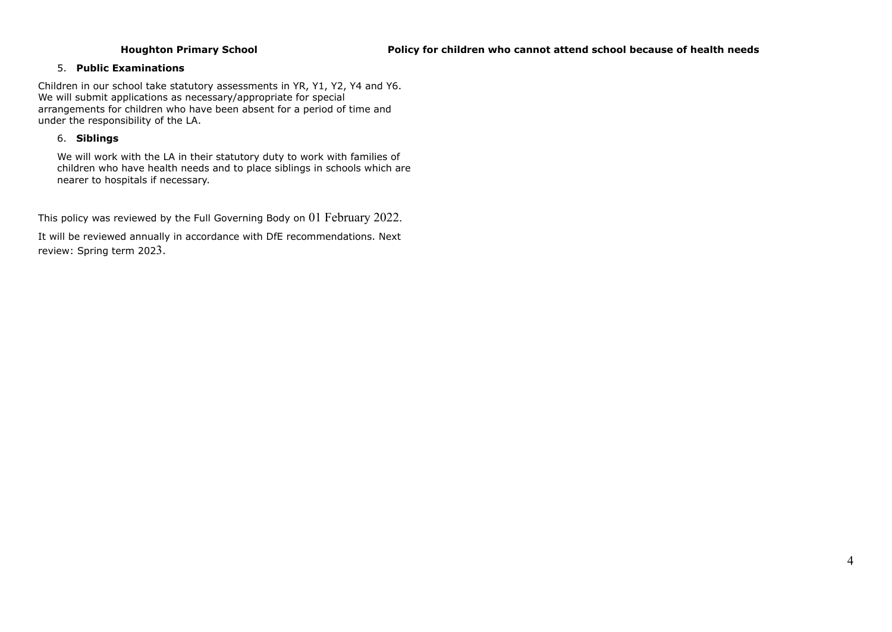5. **Public Examinations**

Children in our school take statutory assessments in YR, Y1, Y2, Y4 and Y6. We will submit applications as necessary/appropriate for special arrangements for children who have been absent for a period of time and under the responsibility of the LA.

6. **Siblings**

We will work with the LA in their statutory duty to work with families of children who have health needs and to place siblings in schools which are nearer to hospitals if necessary.

This policy was reviewed by the Full Governing Body on 01 February 2022.

It will be reviewed annually in accordance with DfE recommendations. Next review: Spring term 2023.